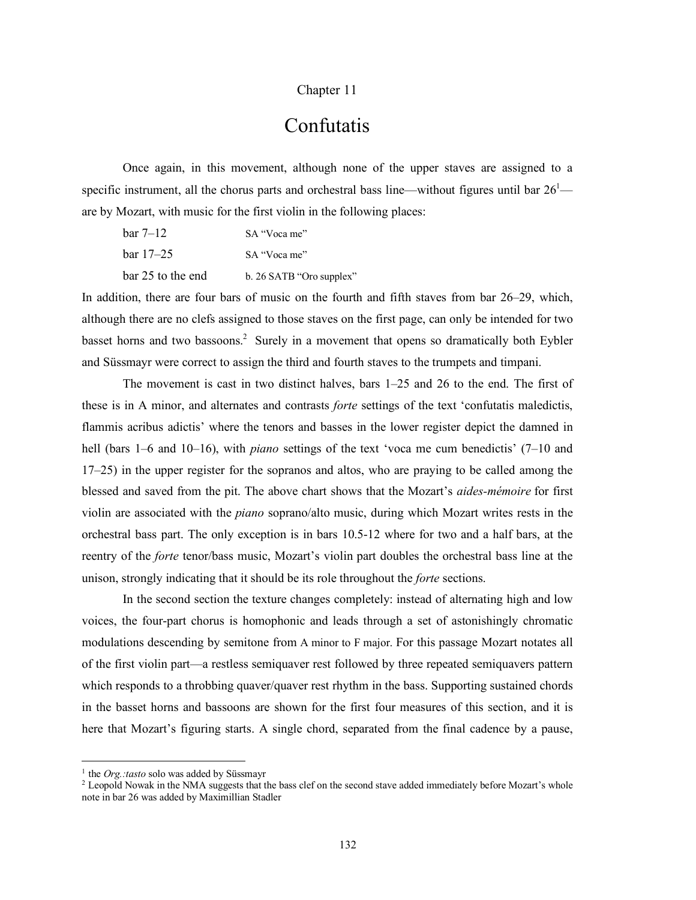Chapter 11

# Confutatis

Once again, in this movement, although none of the upper staves are assigned to a specific instrument, all the chorus parts and orchestral bass line—without figures until bar 26[1]—are by Mozart, with music for the first violin in the following places:

| | |
|---|---|
| bar 7–12 | SA "Voca me" |
| bar 17–25 | SA "Voca me" |
| bar 25 to the end | b. 26 SATB "Oro supplex" |

In addition, there are four bars of music on the fourth and fifth staves from bar 26–29, which, although there are no clefs assigned to those staves on the first page, can only be intended for two basset horns and two bassoons.[2] Surely in a movement that opens so dramatically both Eybler and Süssmayr were correct to assign the third and fourth staves to the trumpets and timpani.

The movement is cast in two distinct halves, bars 1–25 and 26 to the end. The first of these is in A minor, and alternates and contrasts *forte* settings of the text 'confutatis maledictis, flammis acribus adictis' where the tenors and basses in the lower register depict the damned in hell (bars 1–6 and 10–16), with *piano* settings of the text 'voca me cum benedictis' (7–10 and 17–25) in the upper register for the sopranos and altos, who are praying to be called among the blessed and saved from the pit. The above chart shows that the Mozart's *aides-mémoire* for first violin are associated with the *piano* soprano/alto music, during which Mozart writes rests in the orchestral bass part. The only exception is in bars 10.5-12 where for two and a half bars, at the reentry of the *forte* tenor/bass music, Mozart's violin part doubles the orchestral bass line at the unison, strongly indicating that it should be its role throughout the *forte* sections.

In the second section the texture changes completely: instead of alternating high and low voices, the four-part chorus is homophonic and leads through a set of astonishingly chromatic modulations descending by semitone from A minor to F major. For this passage Mozart notates all of the first violin part—a restless semiquaver rest followed by three repeated semiquavers pattern which responds to a throbbing quaver/quaver rest rhythm in the bass. Supporting sustained chords in the basset horns and bassoons are shown for the first four measures of this section, and it is here that Mozart's figuring starts. A single chord, separated from the final cadence by a pause,

---

[1] the *Org.:tasto* solo was added by Süssmayr

[2] Leopold Nowak in the NMA suggests that the bass clef on the second stave added immediately before Mozart's whole note in bar 26 was added by Maximillian Stadler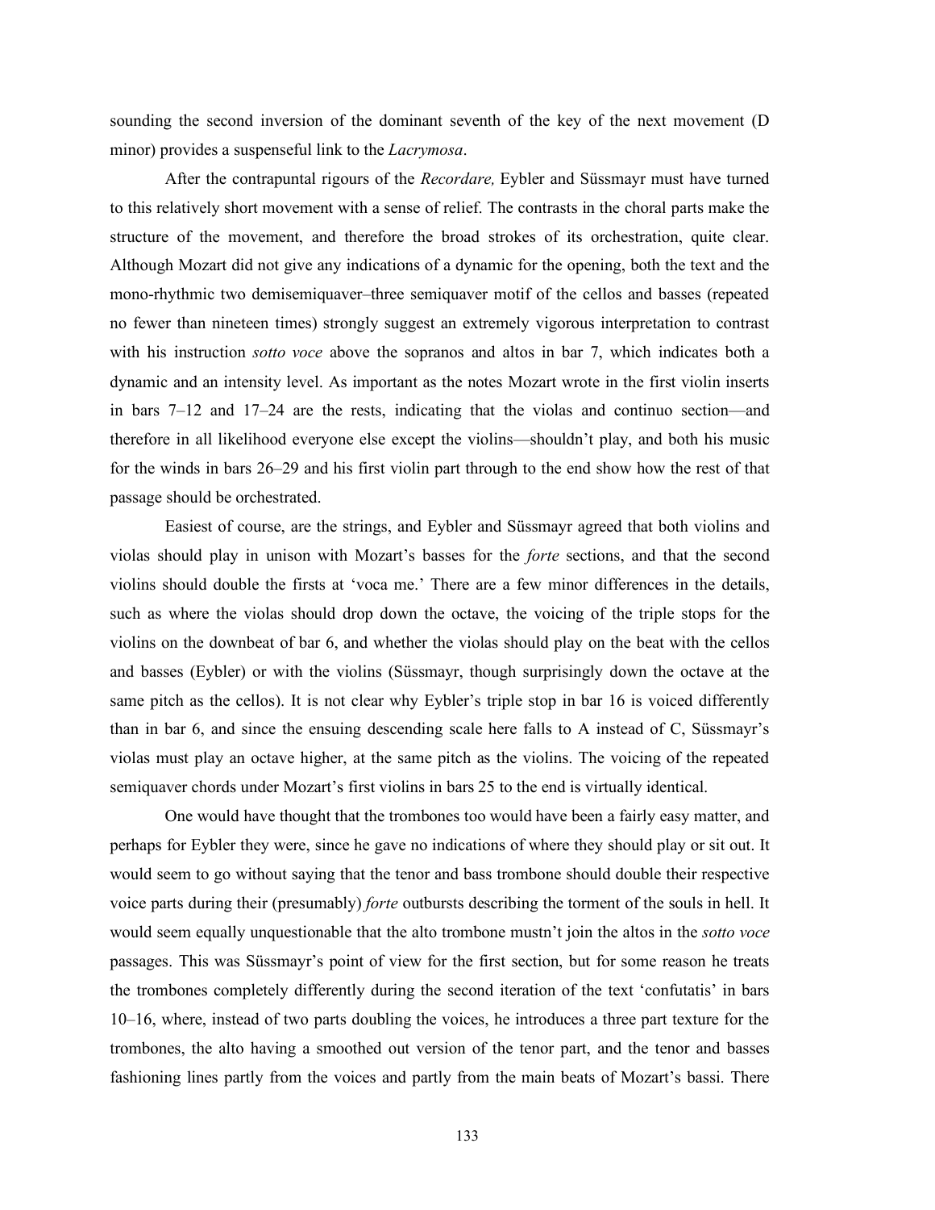sounding the second inversion of the dominant seventh of the key of the next movement (D minor) provides a suspenseful link to the *Lacrymosa*.

After the contrapuntal rigours of the *Recordare,* Eybler and Süssmayr must have turned to this relatively short movement with a sense of relief. The contrasts in the choral parts make the structure of the movement, and therefore the broad strokes of its orchestration, quite clear. Although Mozart did not give any indications of a dynamic for the opening, both the text and the mono-rhythmic two demisemiquaver–three semiquaver motif of the cellos and basses (repeated no fewer than nineteen times) strongly suggest an extremely vigorous interpretation to contrast with his instruction *sotto voce* above the sopranos and altos in bar 7, which indicates both a dynamic and an intensity level. As important as the notes Mozart wrote in the first violin inserts in bars 7–12 and 17–24 are the rests, indicating that the violas and continuo section—and therefore in all likelihood everyone else except the violins—shouldn't play, and both his music for the winds in bars 26–29 and his first violin part through to the end show how the rest of that passage should be orchestrated.

Easiest of course, are the strings, and Eybler and Süssmayr agreed that both violins and violas should play in unison with Mozart's basses for the *forte* sections, and that the second violins should double the firsts at 'voca me.' There are a few minor differences in the details, such as where the violas should drop down the octave, the voicing of the triple stops for the violins on the downbeat of bar 6, and whether the violas should play on the beat with the cellos and basses (Eybler) or with the violins (Süssmayr, though surprisingly down the octave at the same pitch as the cellos). It is not clear why Eybler's triple stop in bar 16 is voiced differently than in bar 6, and since the ensuing descending scale here falls to A instead of C, Süssmayr's violas must play an octave higher, at the same pitch as the violins. The voicing of the repeated semiquaver chords under Mozart's first violins in bars 25 to the end is virtually identical.

One would have thought that the trombones too would have been a fairly easy matter, and perhaps for Eybler they were, since he gave no indications of where they should play or sit out. It would seem to go without saying that the tenor and bass trombone should double their respective voice parts during their (presumably) *forte* outbursts describing the torment of the souls in hell. It would seem equally unquestionable that the alto trombone mustn't join the altos in the *sotto voce* passages. This was Süssmayr's point of view for the first section, but for some reason he treats the trombones completely differently during the second iteration of the text 'confutatis' in bars 10–16, where, instead of two parts doubling the voices, he introduces a three part texture for the trombones, the alto having a smoothed out version of the tenor part, and the tenor and basses fashioning lines partly from the voices and partly from the main beats of Mozart's bassi. There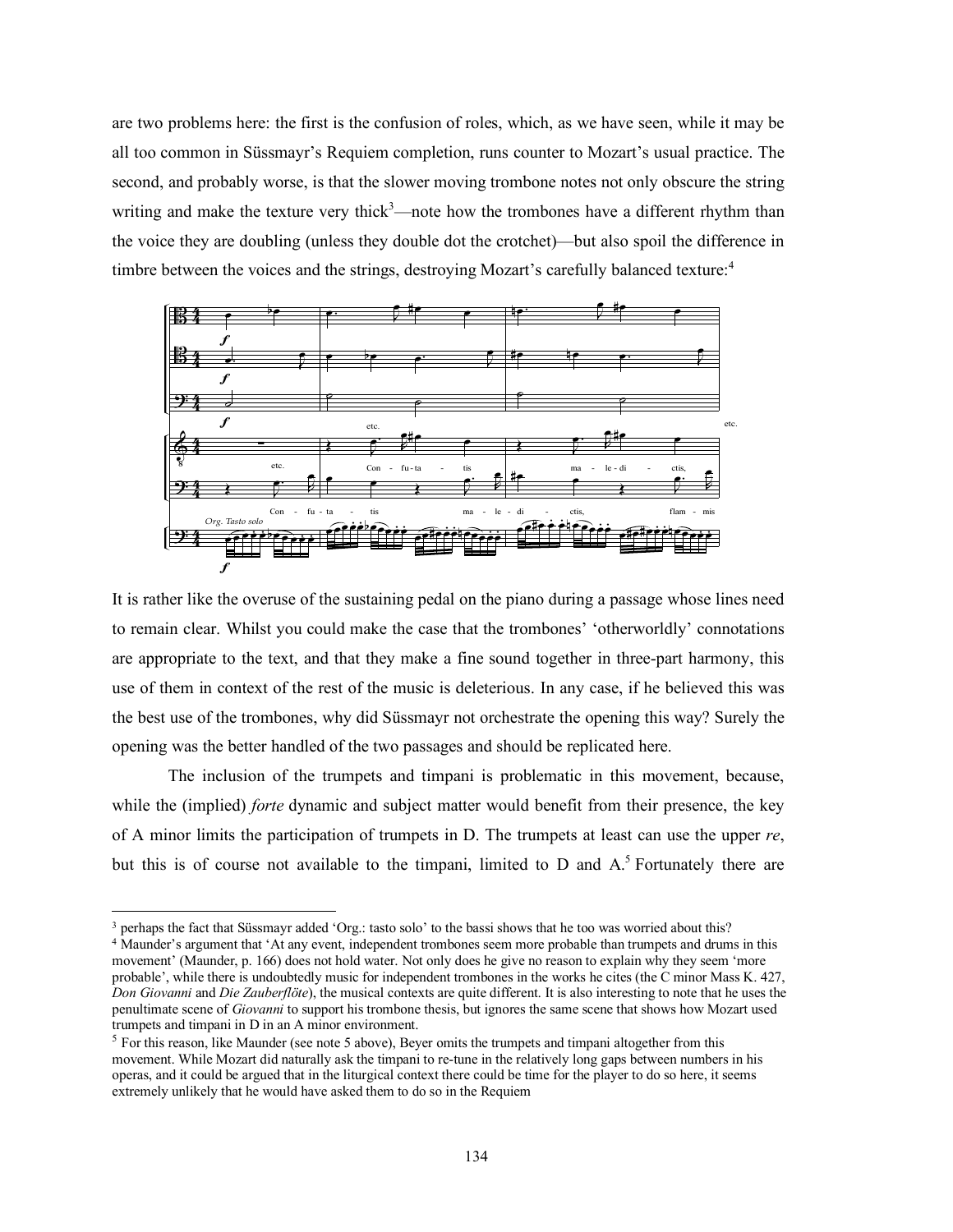are two problems here: the first is the confusion of roles, which, as we have seen, while it may be all too common in Süssmayr's Requiem completion, runs counter to Mozart's usual practice. The second, and probably worse, is that the slower moving trombone notes not only obscure the string writing and make the texture very thick[3]—note how the trombones have a different rhythm than the voice they are doubling (unless they double dot the crotchet)—but also spoil the difference in timbre between the voices and the strings, destroying Mozart's carefully balanced texture:[4]

It is rather like the overuse of the sustaining pedal on the piano during a passage whose lines need to remain clear. Whilst you could make the case that the trombones' 'otherworldly' connotations are appropriate to the text, and that they make a fine sound together in three-part harmony, this use of them in context of the rest of the music is deleterious. In any case, if he believed this was the best use of the trombones, why did Süssmayr not orchestrate the opening this way? Surely the opening was the better handled of the two passages and should be replicated here.

The inclusion of the trumpets and timpani is problematic in this movement, because, while the (implied) *forte* dynamic and subject matter would benefit from their presence, the key of A minor limits the participation of trumpets in D. The trumpets at least can use the upper *re*, but this is of course not available to the timpani, limited to D and A.[5] Fortunately there are

---

[3] perhaps the fact that Süssmayr added 'Org.: tasto solo' to the bassi shows that he too was worried about this?

[4] Maunder's argument that 'At any event, independent trombones seem more probable than trumpets and drums in this movement' (Maunder, p. 166) does not hold water. Not only does he give no reason to explain why they seem 'more probable', while there is undoubtedly music for independent trombones in the works he cites (the C minor Mass K. 427, *Don Giovanni* and *Die Zauberflöte*), the musical contexts are quite different. It is also interesting to note that he uses the penultimate scene of *Giovanni* to support his trombone thesis, but ignores the same scene that shows how Mozart used trumpets and timpani in D in an A minor environment.

[5] For this reason, like Maunder (see note 5 above), Beyer omits the trumpets and timpani altogether from this movement. While Mozart did naturally ask the timpani to re-tune in the relatively long gaps between numbers in his operas, and it could be argued that in the liturgical context there could be time for the player to do so here, it seems extremely unlikely that he would have asked them to do so in the Requiem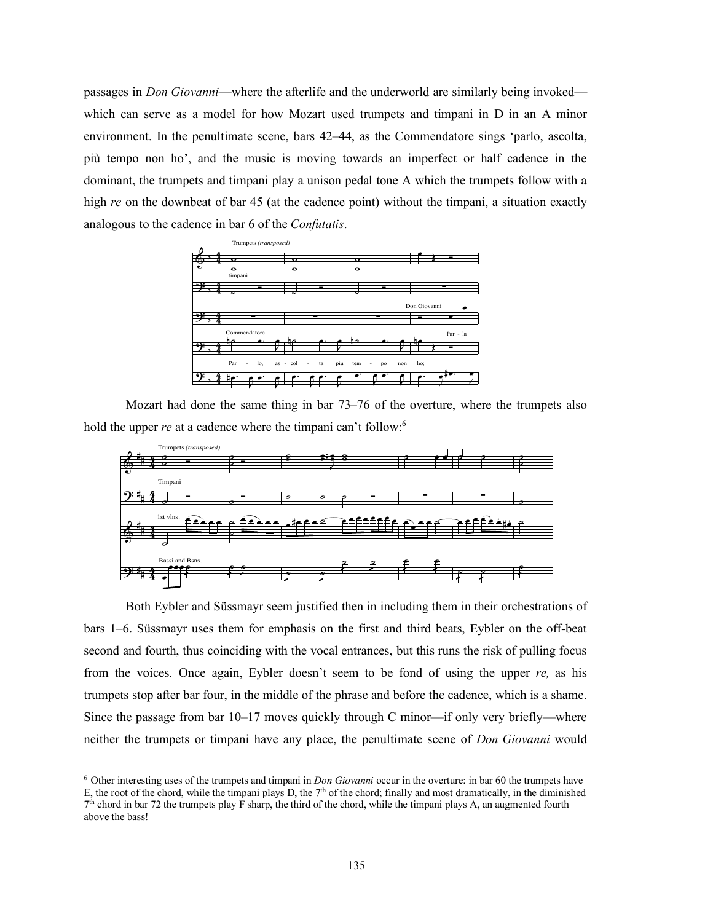passages in *Don Giovanni*—where the afterlife and the underworld are similarly being invoked—which can serve as a model for how Mozart used trumpets and timpani in D in an A minor environment. In the penultimate scene, bars 42–44, as the Commendatore sings 'parlo, ascolta, più tempo non ho', and the music is moving towards an imperfect or half cadence in the dominant, the trumpets and timpani play a unison pedal tone A which the trumpets follow with a high *re* on the downbeat of bar 45 (at the cadence point) without the timpani, a situation exactly analogous to the cadence in bar 6 of the *Confutatis*.

Mozart had done the same thing in bar 73–76 of the overture, where the trumpets also hold the upper *re* at a cadence where the timpani can't follow:[6]

Both Eybler and Süssmayr seem justified then in including them in their orchestrations of bars 1–6. Süssmayr uses them for emphasis on the first and third beats, Eybler on the off-beat second and fourth, thus coinciding with the vocal entrances, but this runs the risk of pulling focus from the voices. Once again, Eybler doesn't seem to be fond of using the upper *re,* as his trumpets stop after bar four, in the middle of the phrase and before the cadence, which is a shame. Since the passage from bar 10–17 moves quickly through C minor—if only very briefly—where neither the trumpets or timpani have any place, the penultimate scene of *Don Giovanni* would

---

[6] Other interesting uses of the trumpets and timpani in *Don Giovanni* occur in the overture: in bar 60 the trumpets have E, the root of the chord, while the timpani plays D, the 7th of the chord; finally and most dramatically, in the diminished 7th chord in bar 72 the trumpets play F sharp, the third of the chord, while the timpani plays A, an augmented fourth above the bass!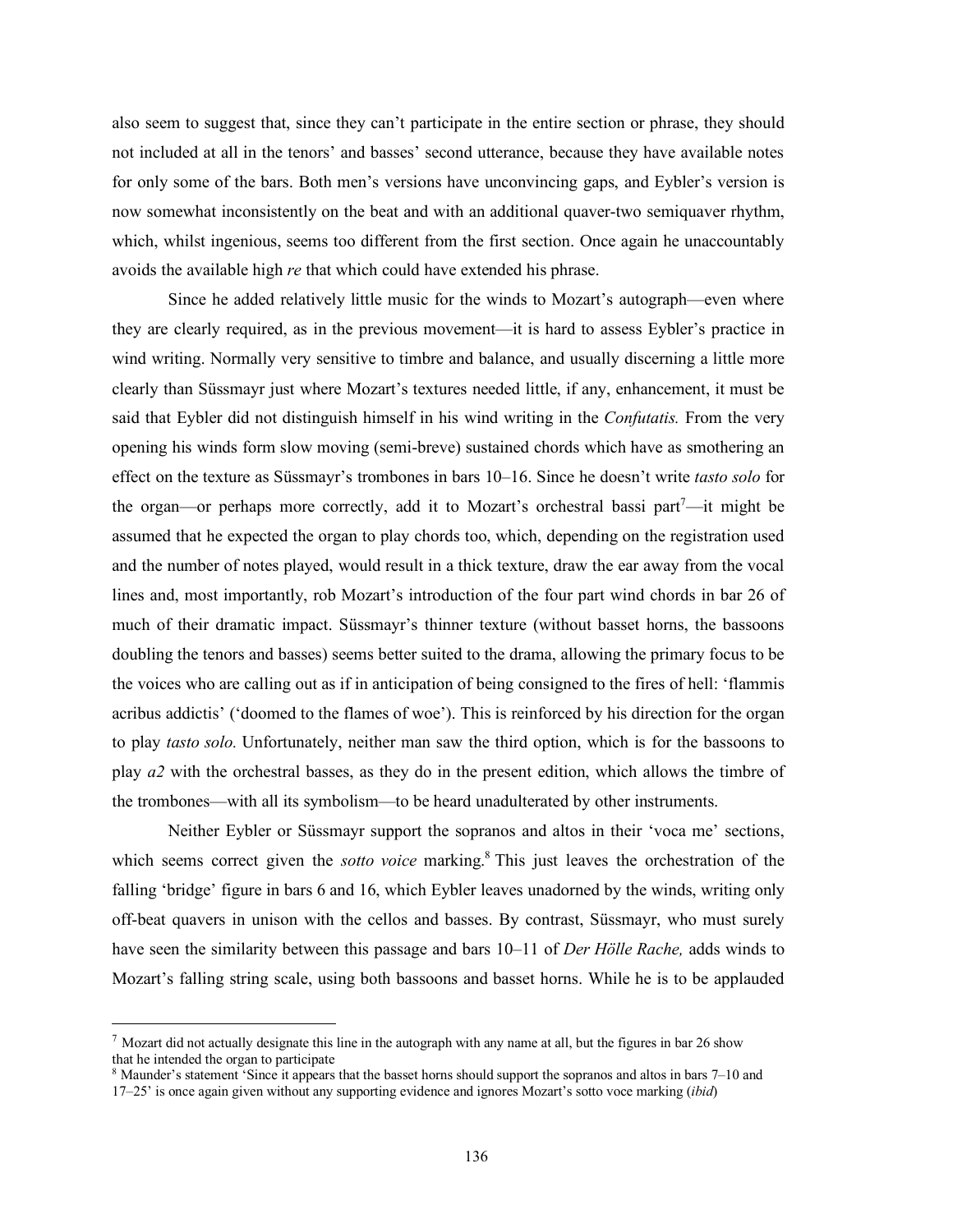also seem to suggest that, since they can't participate in the entire section or phrase, they should not included at all in the tenors' and basses' second utterance, because they have available notes for only some of the bars. Both men's versions have unconvincing gaps, and Eybler's version is now somewhat inconsistently on the beat and with an additional quaver-two semiquaver rhythm, which, whilst ingenious, seems too different from the first section. Once again he unaccountably avoids the available high *re* that which could have extended his phrase.

Since he added relatively little music for the winds to Mozart's autograph—even where they are clearly required, as in the previous movement—it is hard to assess Eybler's practice in wind writing. Normally very sensitive to timbre and balance, and usually discerning a little more clearly than Süssmayr just where Mozart's textures needed little, if any, enhancement, it must be said that Eybler did not distinguish himself in his wind writing in the *Confutatis.* From the very opening his winds form slow moving (semi-breve) sustained chords which have as smothering an effect on the texture as Süssmayr's trombones in bars 10–16. Since he doesn't write *tasto solo* for the organ—or perhaps more correctly, add it to Mozart's orchestral bassi part[7]—it might be assumed that he expected the organ to play chords too, which, depending on the registration used and the number of notes played, would result in a thick texture, draw the ear away from the vocal lines and, most importantly, rob Mozart's introduction of the four part wind chords in bar 26 of much of their dramatic impact. Süssmayr's thinner texture (without basset horns, the bassoons doubling the tenors and basses) seems better suited to the drama, allowing the primary focus to be the voices who are calling out as if in anticipation of being consigned to the fires of hell: 'flammis acribus addictis' ('doomed to the flames of woe'). This is reinforced by his direction for the organ to play *tasto solo.* Unfortunately, neither man saw the third option, which is for the bassoons to play *a2* with the orchestral basses, as they do in the present edition, which allows the timbre of the trombones—with all its symbolism—to be heard unadulterated by other instruments.

Neither Eybler or Süssmayr support the sopranos and altos in their 'voca me' sections, which seems correct given the *sotto voice* marking.[8] This just leaves the orchestration of the falling 'bridge' figure in bars 6 and 16, which Eybler leaves unadorned by the winds, writing only off-beat quavers in unison with the cellos and basses. By contrast, Süssmayr, who must surely have seen the similarity between this passage and bars 10–11 of *Der Hölle Rache,* adds winds to Mozart's falling string scale, using both bassoons and basset horns. While he is to be applauded

[7] Mozart did not actually designate this line in the autograph with any name at all, but the figures in bar 26 show that he intended the organ to participate

[8] Maunder's statement 'Since it appears that the basset horns should support the sopranos and altos in bars 7–10 and 17–25' is once again given without any supporting evidence and ignores Mozart's sotto voce marking (*ibid*)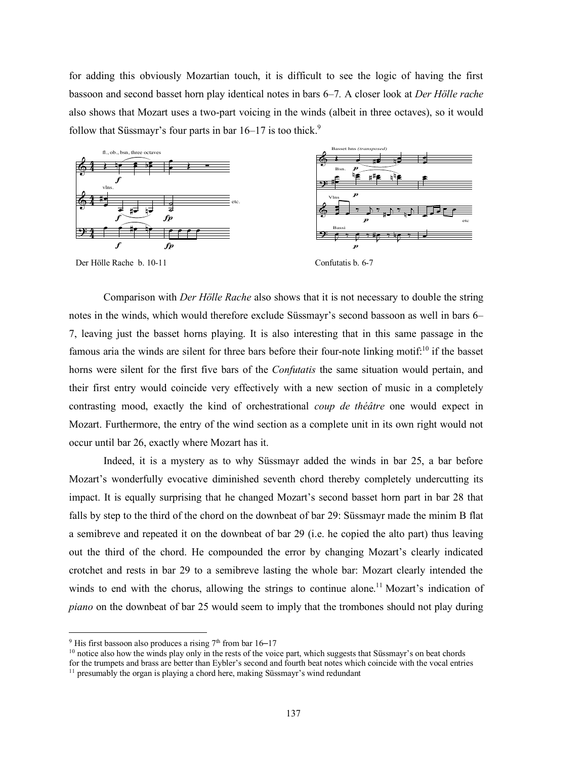for adding this obviously Mozartian touch, it is difficult to see the logic of having the first bassoon and second basset horn play identical notes in bars 6–7. A closer look at *Der Hölle rache* also shows that Mozart uses a two-part voicing in the winds (albeit in three octaves), so it would follow that Süssmayr's four parts in bar 16–17 is too thick.[9]

Der Hölle Rache b. 10-11

Confutatis b. 6-7

Comparison with *Der Hölle Rache* also shows that it is not necessary to double the string notes in the winds, which would therefore exclude Süssmayr's second bassoon as well in bars 6–7, leaving just the basset horns playing. It is also interesting that in this same passage in the famous aria the winds are silent for three bars before their four-note linking motif:[10] if the basset horns were silent for the first five bars of the *Confutatis* the same situation would pertain, and their first entry would coincide very effectively with a new section of music in a completely contrasting mood, exactly the kind of orchestrational *coup de théâtre* one would expect in Mozart. Furthermore, the entry of the wind section as a complete unit in its own right would not occur until bar 26, exactly where Mozart has it.

Indeed, it is a mystery as to why Süssmayr added the winds in bar 25, a bar before Mozart's wonderfully evocative diminished seventh chord thereby completely undercutting its impact. It is equally surprising that he changed Mozart's second basset horn part in bar 28 that falls by step to the third of the chord on the downbeat of bar 29: Süssmayr made the minim B flat a semibreve and repeated it on the downbeat of bar 29 (i.e. he copied the alto part) thus leaving out the third of the chord. He compounded the error by changing Mozart's clearly indicated crotchet and rests in bar 29 to a semibreve lasting the whole bar: Mozart clearly intended the winds to end with the chorus, allowing the strings to continue alone.[11] Mozart's indication of *piano* on the downbeat of bar 25 would seem to imply that the trombones should not play during

---

[9] His first bassoon also produces a rising 7th from bar 16–17

[10] notice also how the winds play only in the rests of the voice part, which suggests that Süssmayr's on beat chords for the trumpets and brass are better than Eybler's second and fourth beat notes which coincide with the vocal entries

[11] presumably the organ is playing a chord here, making Süssmayr's wind redundant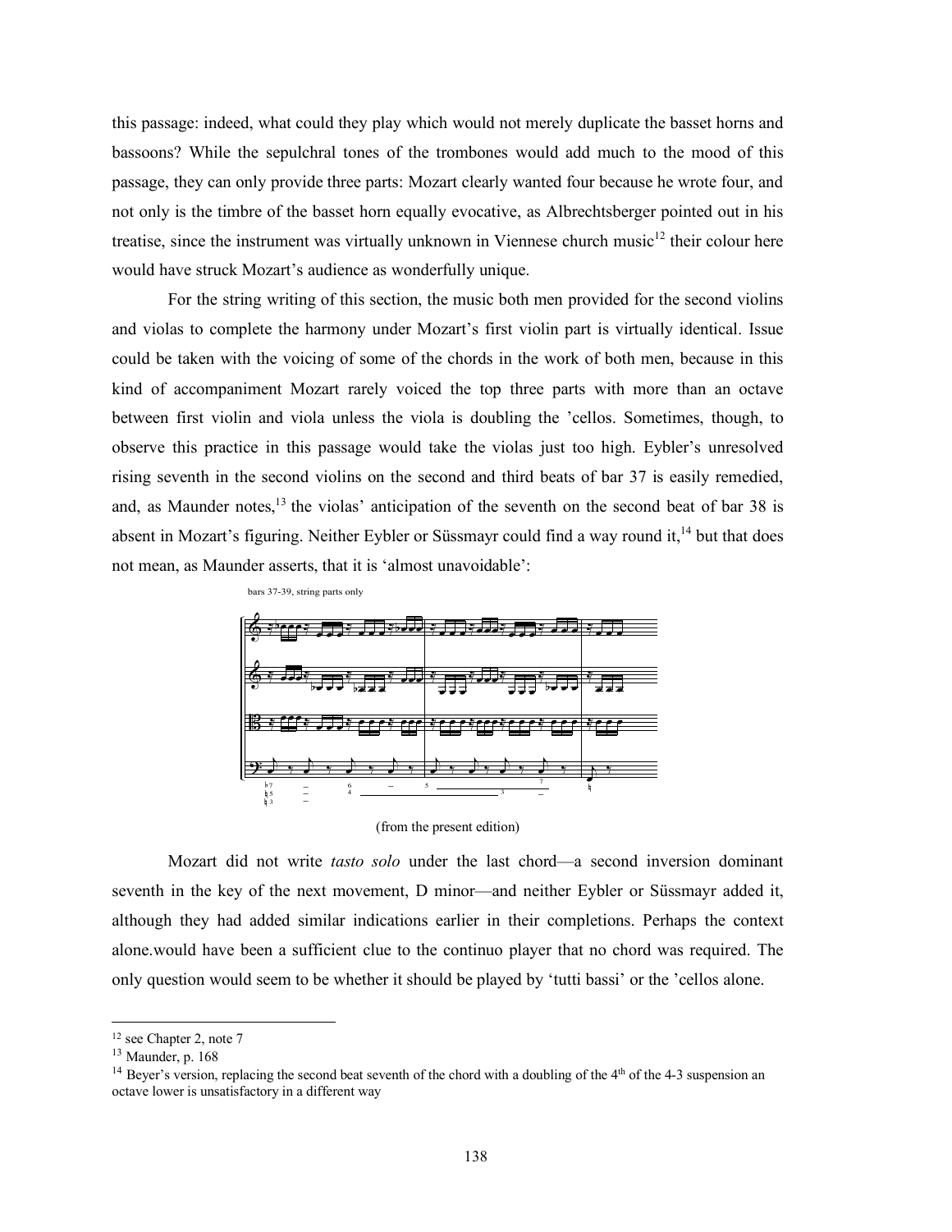this passage: indeed, what could they play which would not merely duplicate the basset horns and bassoons? While the sepulchral tones of the trombones would add much to the mood of this passage, they can only provide three parts: Mozart clearly wanted four because he wrote four, and not only is the timbre of the basset horn equally evocative, as Albrechtsberger pointed out in his treatise, since the instrument was virtually unknown in Viennese church music[12] their colour here would have struck Mozart's audience as wonderfully unique.

For the string writing of this section, the music both men provided for the second violins and violas to complete the harmony under Mozart's first violin part is virtually identical. Issue could be taken with the voicing of some of the chords in the work of both men, because in this kind of accompaniment Mozart rarely voiced the top three parts with more than an octave between first violin and viola unless the viola is doubling the 'cellos. Sometimes, though, to observe this practice in this passage would take the violas just too high. Eybler's unresolved rising seventh in the second violins on the second and third beats of bar 37 is easily remedied, and, as Maunder notes,[13] the violas' anticipation of the seventh on the second beat of bar 38 is absent in Mozart's figuring. Neither Eybler or Süssmayr could find a way round it,[14] but that does not mean, as Maunder asserts, that it is 'almost unavoidable':

bars 37-39, string parts only

(from the present edition)

Mozart did not write *tasto solo* under the last chord—a second inversion dominant seventh in the key of the next movement, D minor—and neither Eybler or Süssmayr added it, although they had added similar indications earlier in their completions. Perhaps the context alone.would have been a sufficient clue to the continuo player that no chord was required. The only question would seem to be whether it should be played by 'tutti bassi' or the 'cellos alone.

---

[12] see Chapter 2, note 7

[13] Maunder, p. 168

[14] Beyer's version, replacing the second beat seventh of the chord with a doubling of the 4th of the 4-3 suspension an octave lower is unsatisfactory in a different way